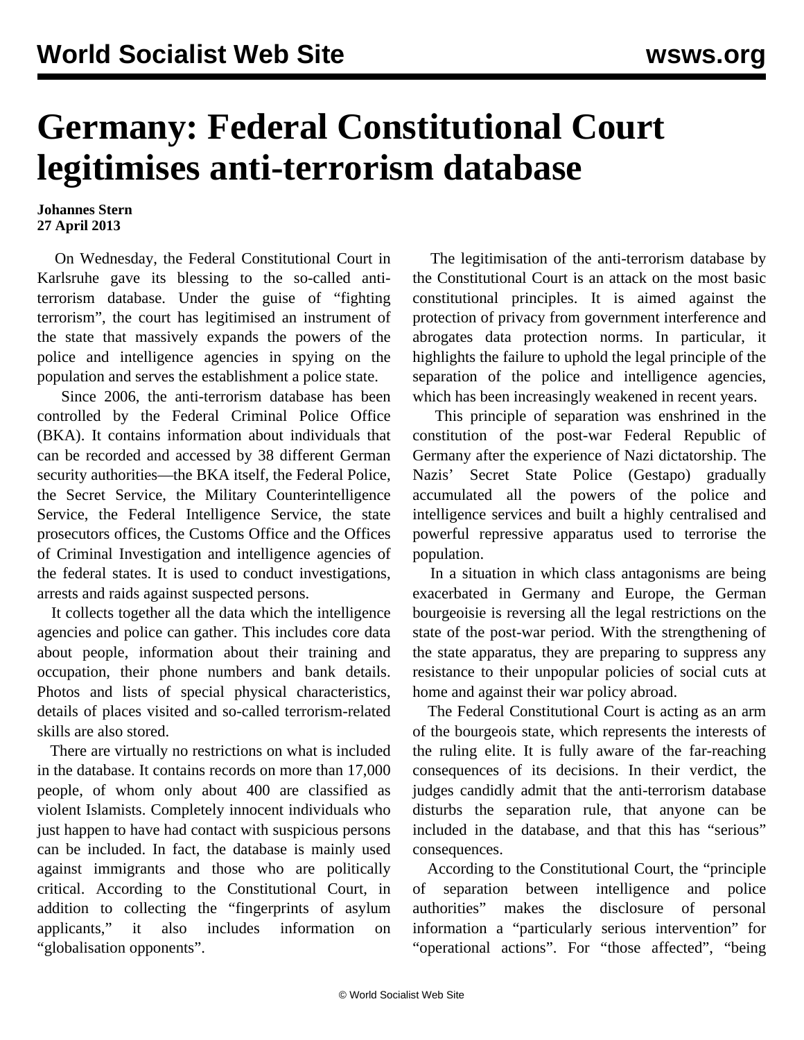# Germany: Federal Constitutional Court legitimises anti-terrorism database

**Johannes Stern**
**27 April 2013**

On Wednesday, the Federal Constitutional Court in Karlsruhe gave its blessing to the so-called anti-terrorism database. Under the guise of "fighting terrorism", the court has legitimised an instrument of the state that massively expands the powers of the police and intelligence agencies in spying on the population and serves the establishment a police state.

Since 2006, the anti-terrorism database has been controlled by the Federal Criminal Police Office (BKA). It contains information about individuals that can be recorded and accessed by 38 different German security authorities—the BKA itself, the Federal Police, the Secret Service, the Military Counterintelligence Service, the Federal Intelligence Service, the state prosecutors offices, the Customs Office and the Offices of Criminal Investigation and intelligence agencies of the federal states. It is used to conduct investigations, arrests and raids against suspected persons.

It collects together all the data which the intelligence agencies and police can gather. This includes core data about people, information about their training and occupation, their phone numbers and bank details. Photos and lists of special physical characteristics, details of places visited and so-called terrorism-related skills are also stored.

There are virtually no restrictions on what is included in the database. It contains records on more than 17,000 people, of whom only about 400 are classified as violent Islamists. Completely innocent individuals who just happen to have had contact with suspicious persons can be included. In fact, the database is mainly used against immigrants and those who are politically critical. According to the Constitutional Court, in addition to collecting the "fingerprints of asylum applicants," it also includes information on "globalisation opponents".

The legitimisation of the anti-terrorism database by the Constitutional Court is an attack on the most basic constitutional principles. It is aimed against the protection of privacy from government interference and abrogates data protection norms. In particular, it highlights the failure to uphold the legal principle of the separation of the police and intelligence agencies, which has been increasingly weakened in recent years.

This principle of separation was enshrined in the constitution of the post-war Federal Republic of Germany after the experience of Nazi dictatorship. The Nazis' Secret State Police (Gestapo) gradually accumulated all the powers of the police and intelligence services and built a highly centralised and powerful repressive apparatus used to terrorise the population.

In a situation in which class antagonisms are being exacerbated in Germany and Europe, the German bourgeoisie is reversing all the legal restrictions on the state of the post-war period. With the strengthening of the state apparatus, they are preparing to suppress any resistance to their unpopular policies of social cuts at home and against their war policy abroad.

The Federal Constitutional Court is acting as an arm of the bourgeois state, which represents the interests of the ruling elite. It is fully aware of the far-reaching consequences of its decisions. In their verdict, the judges candidly admit that the anti-terrorism database disturbs the separation rule, that anyone can be included in the database, and that this has "serious" consequences.

According to the Constitutional Court, the "principle of separation between intelligence and police authorities" makes the disclosure of personal information a "particularly serious intervention" for "operational actions". For "those affected", "being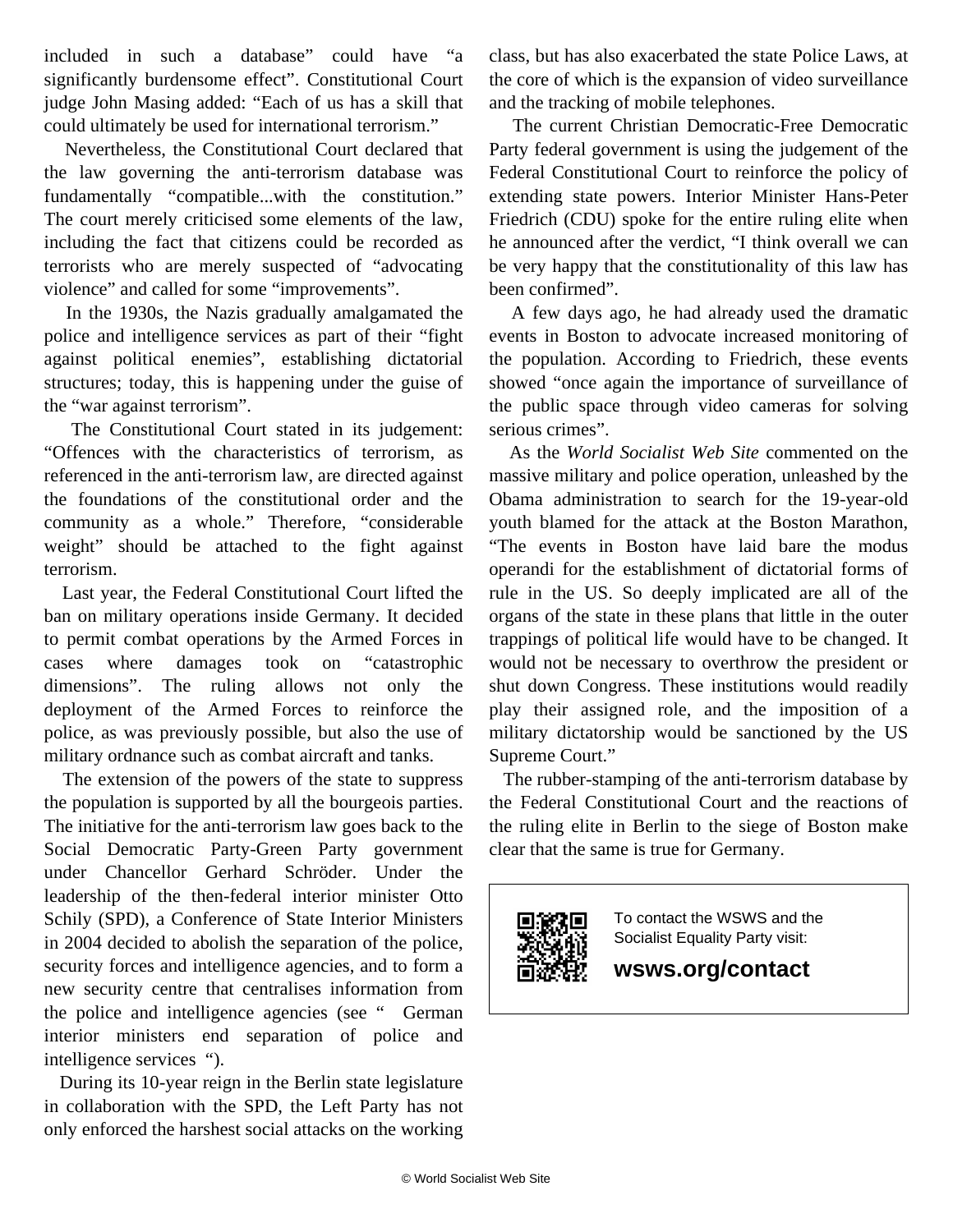included in such a database" could have "a significantly burdensome effect". Constitutional Court judge John Masing added: "Each of us has a skill that could ultimately be used for international terrorism."

Nevertheless, the Constitutional Court declared that the law governing the anti-terrorism database was fundamentally "compatible...with the constitution." The court merely criticised some elements of the law, including the fact that citizens could be recorded as terrorists who are merely suspected of "advocating violence" and called for some "improvements".

In the 1930s, the Nazis gradually amalgamated the police and intelligence services as part of their "fight against political enemies", establishing dictatorial structures; today, this is happening under the guise of the "war against terrorism".

The Constitutional Court stated in its judgement: "Offences with the characteristics of terrorism, as referenced in the anti-terrorism law, are directed against the foundations of the constitutional order and the community as a whole." Therefore, "considerable weight" should be attached to the fight against terrorism.

Last year, the Federal Constitutional Court lifted the ban on military operations inside Germany. It decided to permit combat operations by the Armed Forces in cases where damages took on "catastrophic dimensions". The ruling allows not only the deployment of the Armed Forces to reinforce the police, as was previously possible, but also the use of military ordnance such as combat aircraft and tanks.

The extension of the powers of the state to suppress the population is supported by all the bourgeois parties. The initiative for the anti-terrorism law goes back to the Social Democratic Party-Green Party government under Chancellor Gerhard Schröder. Under the leadership of the then-federal interior minister Otto Schily (SPD), a Conference of State Interior Ministers in 2004 decided to abolish the separation of the police, security forces and intelligence agencies, and to form a new security centre that centralises information from the police and intelligence agencies (see " German interior ministers end separation of police and intelligence services ").

During its 10-year reign in the Berlin state legislature in collaboration with the SPD, the Left Party has not only enforced the harshest social attacks on the working class, but has also exacerbated the state Police Laws, at the core of which is the expansion of video surveillance and the tracking of mobile telephones.

The current Christian Democratic-Free Democratic Party federal government is using the judgement of the Federal Constitutional Court to reinforce the policy of extending state powers. Interior Minister Hans-Peter Friedrich (CDU) spoke for the entire ruling elite when he announced after the verdict, "I think overall we can be very happy that the constitutionality of this law has been confirmed".

A few days ago, he had already used the dramatic events in Boston to advocate increased monitoring of the population. According to Friedrich, these events showed "once again the importance of surveillance of the public space through video cameras for solving serious crimes".

As the *World Socialist Web Site* commented on the massive military and police operation, unleashed by the Obama administration to search for the 19-year-old youth blamed for the attack at the Boston Marathon, "The events in Boston have laid bare the modus operandi for the establishment of dictatorial forms of rule in the US. So deeply implicated are all of the organs of the state in these plans that little in the outer trappings of political life would have to be changed. It would not be necessary to overthrow the president or shut down Congress. These institutions would readily play their assigned role, and the imposition of a military dictatorship would be sanctioned by the US Supreme Court."

The rubber-stamping of the anti-terrorism database by the Federal Constitutional Court and the reactions of the ruling elite in Berlin to the siege of Boston make clear that the same is true for Germany.

To contact the WSWS and the Socialist Equality Party visit:

**wsws.org/contact**